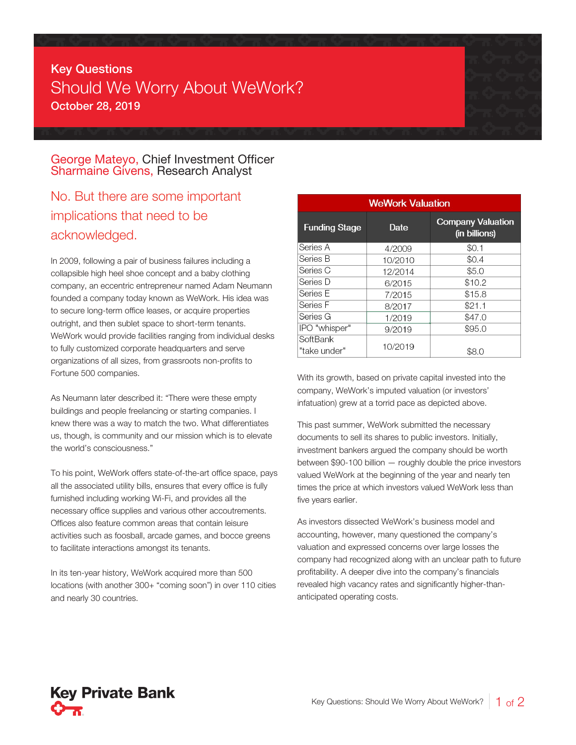Key Questions

# Should We Worry About WeWork?

**October 28, 2019**

George Mateyo, Chief Investment Officer
Sharmaine Givens, Research Analyst

## No. But there are some important implications that need to be acknowledged.

In 2009, following a pair of business failures including a collapsible high heel shoe concept and a baby clothing company, an eccentric entrepreneur named Adam Neumann founded a company today known as WeWork. His idea was to secure long-term office leases, or acquire properties outright, and then sublet space to short-term tenants. WeWork would provide facilities ranging from individual desks to fully customized corporate headquarters and serve organizations of all sizes, from grassroots non-profits to Fortune 500 companies.

As Neumann later described it: "There were these empty buildings and people freelancing or starting companies. I knew there was a way to match the two. What differentiates us, though, is community and our mission which is to elevate the world's consciousness."

To his point, WeWork offers state-of-the-art office space, pays all the associated utility bills, ensures that every office is fully furnished including working Wi-Fi, and provides all the necessary office supplies and various other accoutrements. Offices also feature common areas that contain leisure activities such as foosball, arcade games, and bocce greens to facilitate interactions amongst its tenants.

In its ten-year history, WeWork acquired more than 500 locations (with another 300+ "coming soon") in over 110 cities and nearly 30 countries.

**WeWork Valuation**

| Funding Stage | Date | Company Valuation (in billions) |
|---|---|---|
| Series A | 4/2009 | $0.1 |
| Series B | 10/2010 | $0.4 |
| Series C | 12/2014 | $5.0 |
| Series D | 6/2015 | $10.2 |
| Series E | 7/2015 | $15.8 |
| Series F | 8/2017 | $21.1 |
| Series G | 1/2019 | $47.0 |
| IPO "whisper" | 9/2019 | $95.0 |
| SoftBank "take under" | 10/2019 | $8.0 |

With its growth, based on private capital invested into the company, WeWork's imputed valuation (or investors' infatuation) grew at a torrid pace as depicted above.

This past summer, WeWork submitted the necessary documents to sell its shares to public investors. Initially, investment bankers argued the company should be worth between $90-100 billion — roughly double the price investors valued WeWork at the beginning of the year and nearly ten times the price at which investors valued WeWork less than five years earlier.

As investors dissected WeWork's business model and accounting, however, many questioned the company's valuation and expressed concerns over large losses the company had recognized along with an unclear path to future profitability. A deeper dive into the company's financials revealed high vacancy rates and significantly higher-than-anticipated operating costs.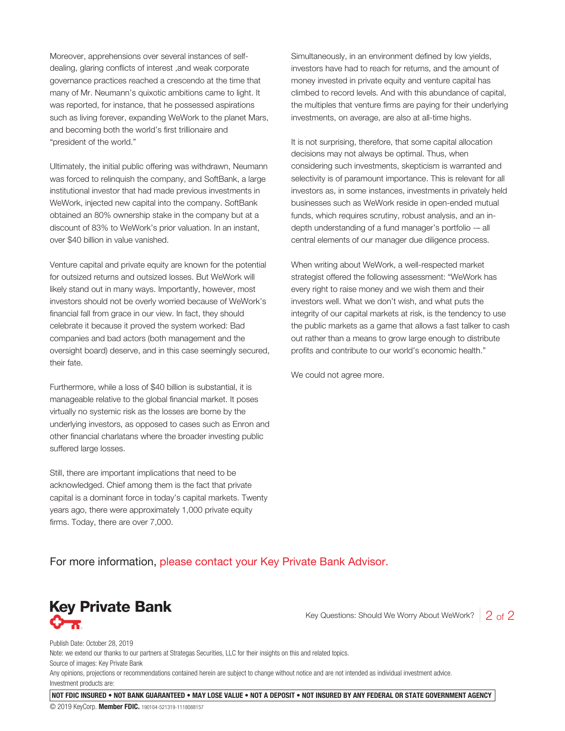Moreover, apprehensions over several instances of self-dealing, glaring conflicts of interest ,and weak corporate governance practices reached a crescendo at the time that many of Mr. Neumann's quixotic ambitions came to light. It was reported, for instance, that he possessed aspirations such as living forever, expanding WeWork to the planet Mars, and becoming both the world's first trillionaire and "president of the world."

Ultimately, the initial public offering was withdrawn, Neumann was forced to relinquish the company, and SoftBank, a large institutional investor that had made previous investments in WeWork, injected new capital into the company. SoftBank obtained an 80% ownership stake in the company but at a discount of 83% to WeWork's prior valuation. In an instant, over $40 billion in value vanished.

Venture capital and private equity are known for the potential for outsized returns and outsized losses. But WeWork will likely stand out in many ways. Importantly, however, most investors should not be overly worried because of WeWork's financial fall from grace in our view. In fact, they should celebrate it because it proved the system worked: Bad companies and bad actors (both management and the oversight board) deserve, and in this case seemingly secured, their fate.

Furthermore, while a loss of $40 billion is substantial, it is manageable relative to the global financial market. It poses virtually no systemic risk as the losses are borne by the underlying investors, as opposed to cases such as Enron and other financial charlatans where the broader investing public suffered large losses.

Still, there are important implications that need to be acknowledged. Chief among them is the fact that private capital is a dominant force in today's capital markets. Twenty years ago, there were approximately 1,000 private equity firms. Today, there are over 7,000.

Simultaneously, in an environment defined by low yields, investors have had to reach for returns, and the amount of money invested in private equity and venture capital has climbed to record levels. And with this abundance of capital, the multiples that venture firms are paying for their underlying investments, on average, are also at all-time highs.

It is not surprising, therefore, that some capital allocation decisions may not always be optimal. Thus, when considering such investments, skepticism is warranted and selectivity is of paramount importance. This is relevant for all investors as, in some instances, investments in privately held businesses such as WeWork reside in open-ended mutual funds, which requires scrutiny, robust analysis, and an in-depth understanding of a fund manager's portfolio -– all central elements of our manager due diligence process.

When writing about WeWork, a well-respected market strategist offered the following assessment: "WeWork has every right to raise money and we wish them and their investors well. What we don't wish, and what puts the integrity of our capital markets at risk, is the tendency to use the public markets as a game that allows a fast talker to cash out rather than a means to grow large enough to distribute profits and contribute to our world's economic health."

We could not agree more.

For more information, please contact your Key Private Bank Advisor.

**Key Private Bank**

Publish Date: October 28, 2019

Note: we extend our thanks to our partners at Strategas Securities, LLC for their insights on this and related topics.

Source of images: Key Private Bank

Any opinions, projections or recommendations contained herein are subject to change without notice and are not intended as individual investment advice.

Investment products are:

**NOT FDIC INSURED • NOT BANK GUARANTEED • MAY LOSE VALUE • NOT A DEPOSIT • NOT INSURED BY ANY FEDERAL OR STATE GOVERNMENT AGENCY**

© 2019 KeyCorp. **Member FDIC.** 190104-521319-1118088157